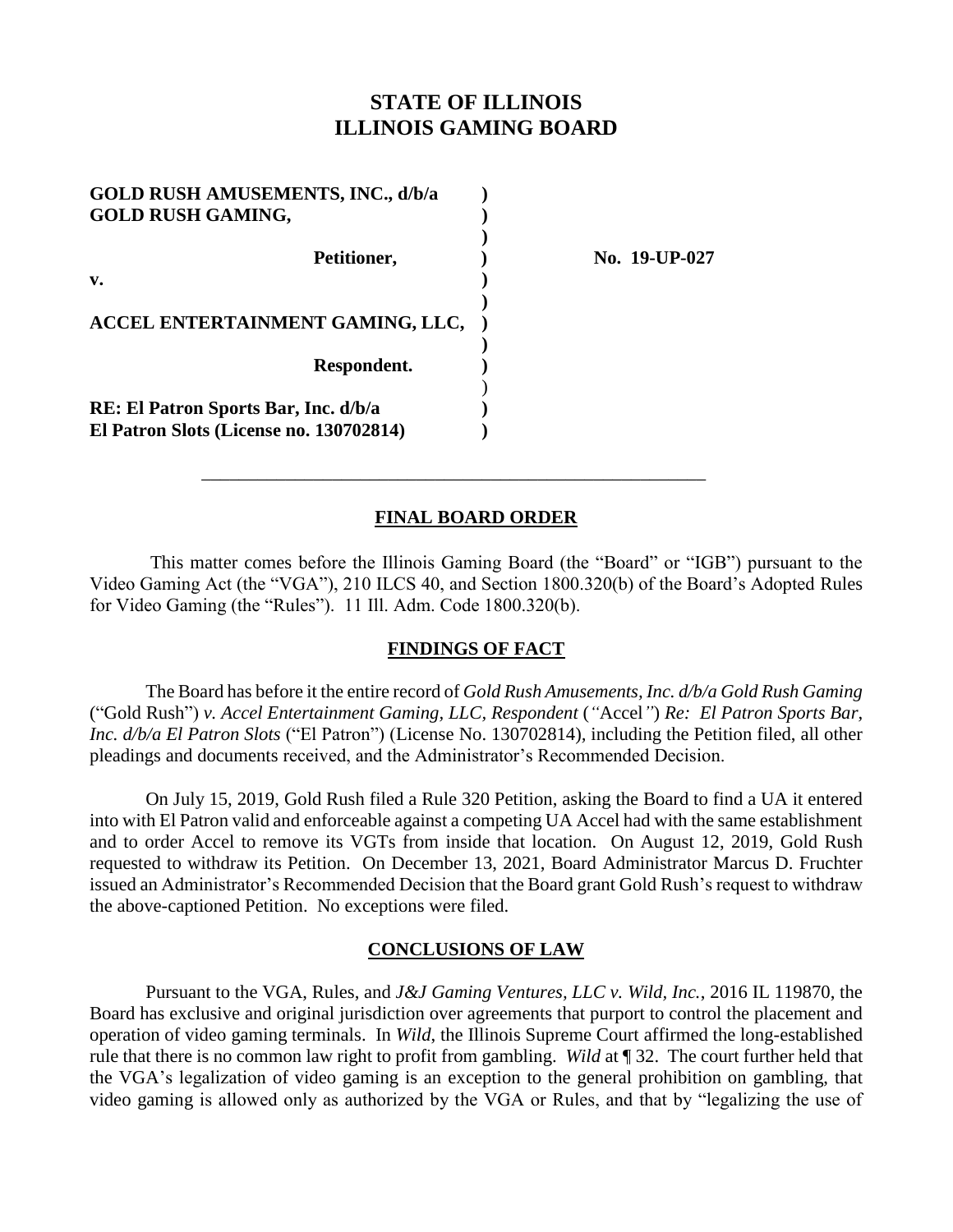# STATE OF ILLINOIS
# ILLINOIS GAMING BOARD

**GOLD RUSH AMUSEMENTS, INC., d/b/a GOLD RUSH GAMING,**

**Petitioner,**

**v.**

**ACCEL ENTERTAINMENT GAMING, LLC,**

**Respondent.**

**RE: El Patron Sports Bar, Inc. d/b/a El Patron Slots (License no. 130702814)**

**No. 19-UP-027**

---

## FINAL BOARD ORDER

This matter comes before the Illinois Gaming Board (the "Board" or "IGB") pursuant to the Video Gaming Act (the "VGA"), 210 ILCS 40, and Section 1800.320(b) of the Board's Adopted Rules for Video Gaming (the "Rules"). 11 Ill. Adm. Code 1800.320(b).

## FINDINGS OF FACT

The Board has before it the entire record of *Gold Rush Amusements, Inc. d/b/a Gold Rush Gaming* ("Gold Rush") *v. Accel Entertainment Gaming, LLC, Respondent* ("Accel") *Re: El Patron Sports Bar, Inc. d/b/a El Patron Slots* ("El Patron") (License No. 130702814), including the Petition filed, all other pleadings and documents received, and the Administrator's Recommended Decision.

On July 15, 2019, Gold Rush filed a Rule 320 Petition, asking the Board to find a UA it entered into with El Patron valid and enforceable against a competing UA Accel had with the same establishment and to order Accel to remove its VGTs from inside that location. On August 12, 2019, Gold Rush requested to withdraw its Petition. On December 13, 2021, Board Administrator Marcus D. Fruchter issued an Administrator's Recommended Decision that the Board grant Gold Rush's request to withdraw the above-captioned Petition. No exceptions were filed.

## CONCLUSIONS OF LAW

Pursuant to the VGA, Rules, and *J&J Gaming Ventures, LLC v. Wild, Inc.*, 2016 IL 119870, the Board has exclusive and original jurisdiction over agreements that purport to control the placement and operation of video gaming terminals. In *Wild*, the Illinois Supreme Court affirmed the long-established rule that there is no common law right to profit from gambling. *Wild* at ¶ 32. The court further held that the VGA's legalization of video gaming is an exception to the general prohibition on gambling, that video gaming is allowed only as authorized by the VGA or Rules, and that by "legalizing the use of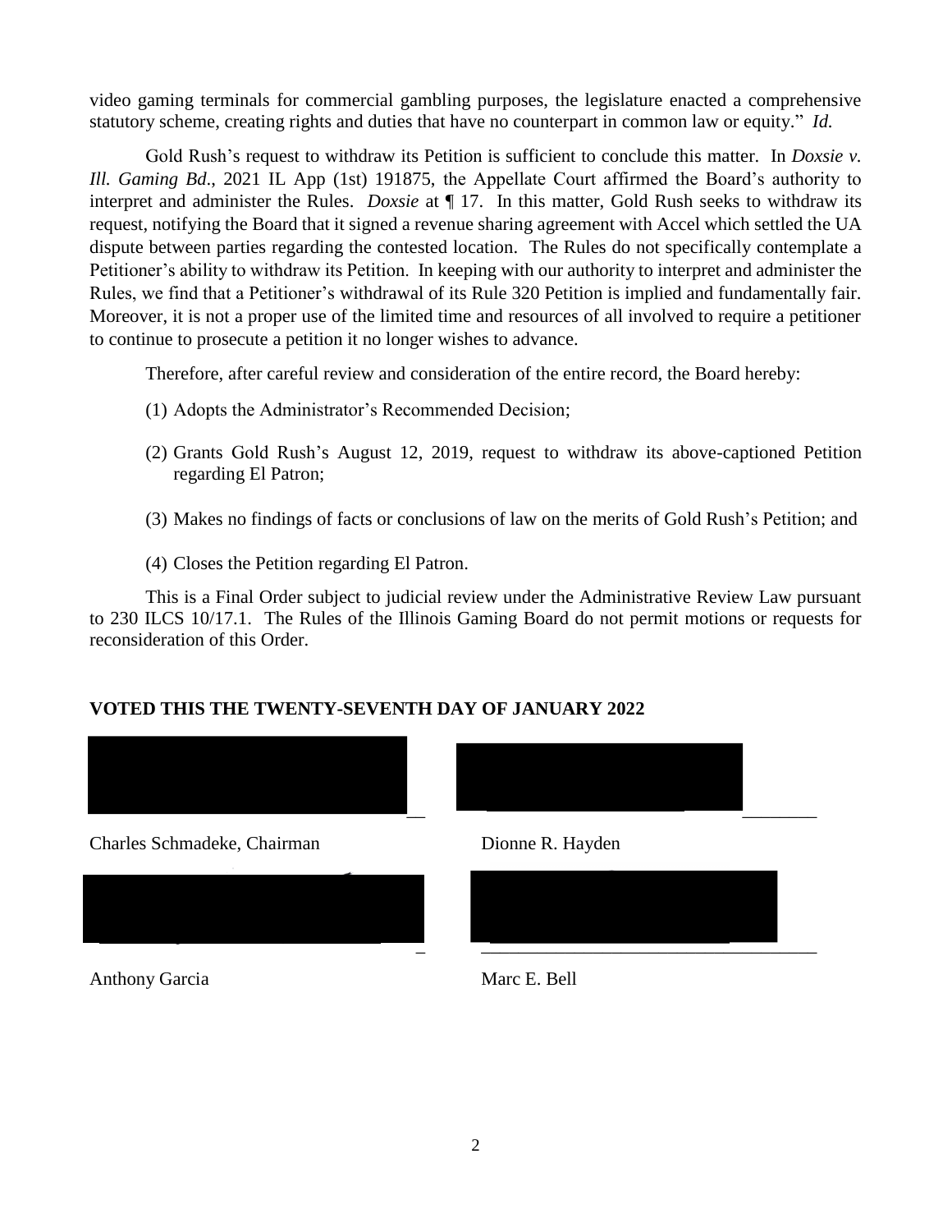video gaming terminals for commercial gambling purposes, the legislature enacted a comprehensive statutory scheme, creating rights and duties that have no counterpart in common law or equity." *Id.*

Gold Rush's request to withdraw its Petition is sufficient to conclude this matter. In *Doxsie v. Ill. Gaming Bd*., 2021 IL App (1st) 191875, the Appellate Court affirmed the Board's authority to interpret and administer the Rules. *Doxsie* at ¶ 17. In this matter, Gold Rush seeks to withdraw its request, notifying the Board that it signed a revenue sharing agreement with Accel which settled the UA dispute between parties regarding the contested location. The Rules do not specifically contemplate a Petitioner's ability to withdraw its Petition. In keeping with our authority to interpret and administer the Rules, we find that a Petitioner's withdrawal of its Rule 320 Petition is implied and fundamentally fair. Moreover, it is not a proper use of the limited time and resources of all involved to require a petitioner to continue to prosecute a petition it no longer wishes to advance.

Therefore, after careful review and consideration of the entire record, the Board hereby:

(1) Adopts the Administrator's Recommended Decision;

(2) Grants Gold Rush's August 12, 2019, request to withdraw its above-captioned Petition regarding El Patron;

(3) Makes no findings of facts or conclusions of law on the merits of Gold Rush's Petition; and

(4) Closes the Petition regarding El Patron.

This is a Final Order subject to judicial review under the Administrative Review Law pursuant to 230 ILCS 10/17.1. The Rules of the Illinois Gaming Board do not permit motions or requests for reconsideration of this Order.

**VOTED THIS THE TWENTY-SEVENTH DAY OF JANUARY 2022**

Charles Schmadeke, Chairman

Dionne R. Hayden

Anthony Garcia

Marc E. Bell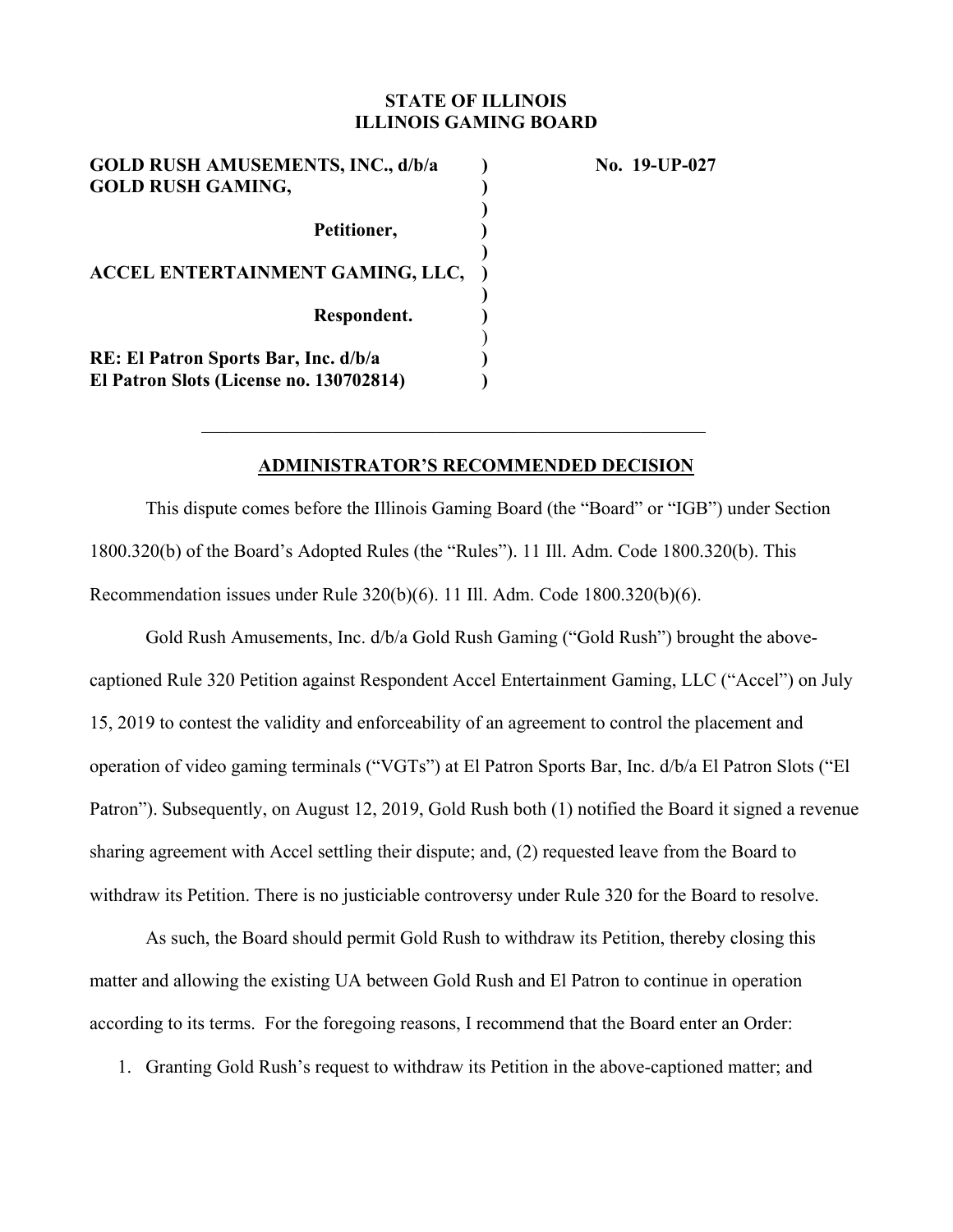**STATE OF ILLINOIS**
**ILLINOIS GAMING BOARD**

| | | |
|---|---|---|
| **GOLD RUSH AMUSEMENTS, INC., d/b/a GOLD RUSH GAMING,** | **)** | **No. 19-UP-027** |
| **Petitioner,** | **)** | |
| **ACCEL ENTERTAINMENT GAMING, LLC,** | **)** | |
| **Respondent.** | **)** | |
| **RE: El Patron Sports Bar, Inc. d/b/a El Patron Slots (License no. 130702814)** | **)** | |

---

## ADMINISTRATOR'S RECOMMENDED DECISION

This dispute comes before the Illinois Gaming Board (the "Board" or "IGB") under Section 1800.320(b) of the Board's Adopted Rules (the "Rules"). 11 Ill. Adm. Code 1800.320(b). This Recommendation issues under Rule 320(b)(6). 11 Ill. Adm. Code 1800.320(b)(6).

Gold Rush Amusements, Inc. d/b/a Gold Rush Gaming ("Gold Rush") brought the above-captioned Rule 320 Petition against Respondent Accel Entertainment Gaming, LLC ("Accel") on July 15, 2019 to contest the validity and enforceability of an agreement to control the placement and operation of video gaming terminals ("VGTs") at El Patron Sports Bar, Inc. d/b/a El Patron Slots ("El Patron"). Subsequently, on August 12, 2019, Gold Rush both (1) notified the Board it signed a revenue sharing agreement with Accel settling their dispute; and, (2) requested leave from the Board to withdraw its Petition. There is no justiciable controversy under Rule 320 for the Board to resolve.

As such, the Board should permit Gold Rush to withdraw its Petition, thereby closing this matter and allowing the existing UA between Gold Rush and El Patron to continue in operation according to its terms. For the foregoing reasons, I recommend that the Board enter an Order:

1. Granting Gold Rush's request to withdraw its Petition in the above-captioned matter; and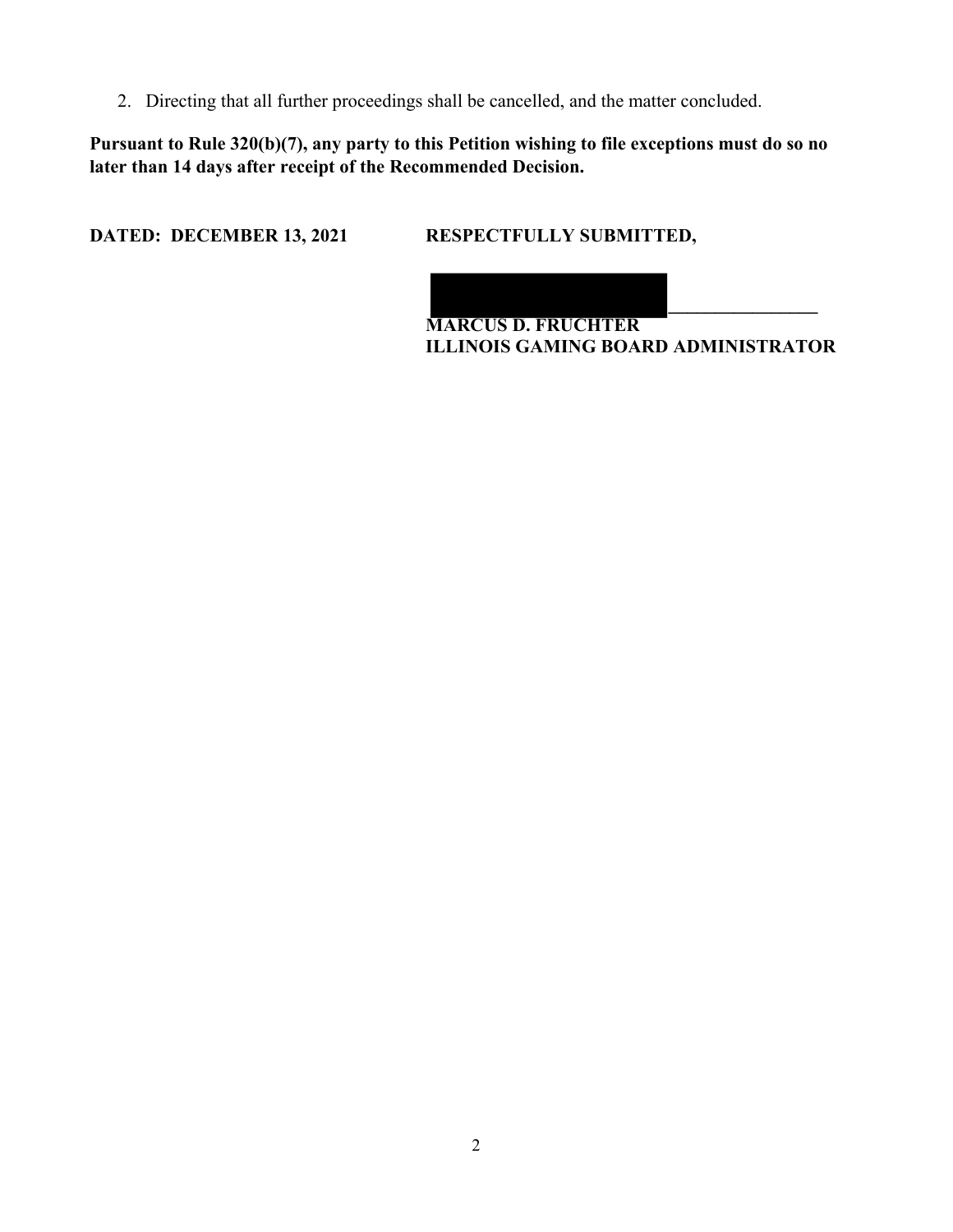2. Directing that all further proceedings shall be cancelled, and the matter concluded.

**Pursuant to Rule 320(b)(7), any party to this Petition wishing to file exceptions must do so no later than 14 days after receipt of the Recommended Decision.**

**DATED: DECEMBER 13, 2021**

**RESPECTFULLY SUBMITTED,**

\_\_\_\_\_\_\_\_\_\_\_\_\_\_\_\_

**MARCUS D. FRUCHTER**
**ILLINOIS GAMING BOARD ADMINISTRATOR**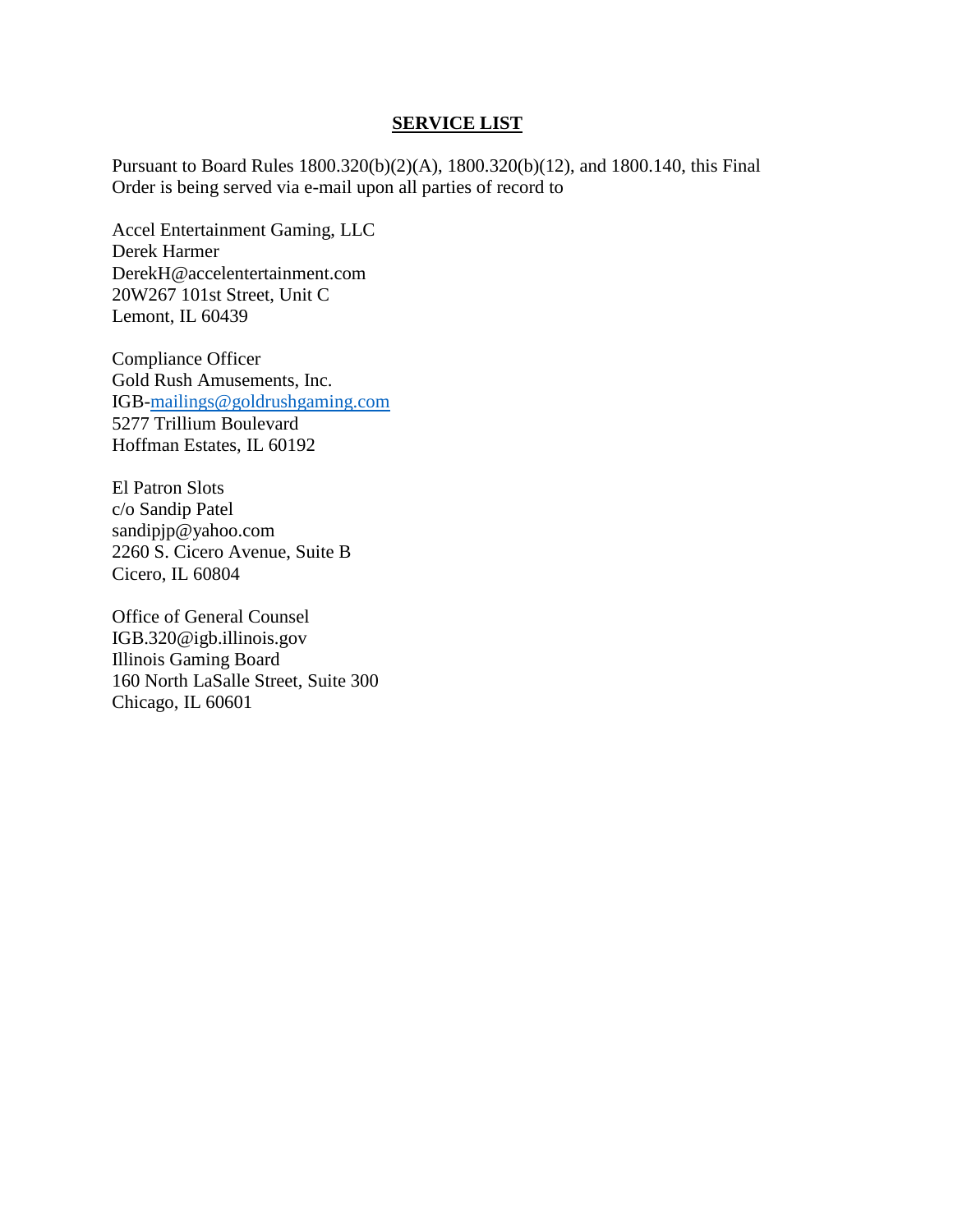# SERVICE LIST

Pursuant to Board Rules 1800.320(b)(2)(A), 1800.320(b)(12), and 1800.140, this Final Order is being served via e-mail upon all parties of record to

Accel Entertainment Gaming, LLC
Derek Harmer
DerekH@accelentertainment.com
20W267 101st Street, Unit C
Lemont, IL 60439

Compliance Officer
Gold Rush Amusements, Inc.
IGB-mailings@goldrushgaming.com
5277 Trillium Boulevard
Hoffman Estates, IL 60192

El Patron Slots
c/o Sandip Patel
sandipjp@yahoo.com
2260 S. Cicero Avenue, Suite B
Cicero, IL 60804

Office of General Counsel
IGB.320@igb.illinois.gov
Illinois Gaming Board
160 North LaSalle Street, Suite 300
Chicago, IL 60601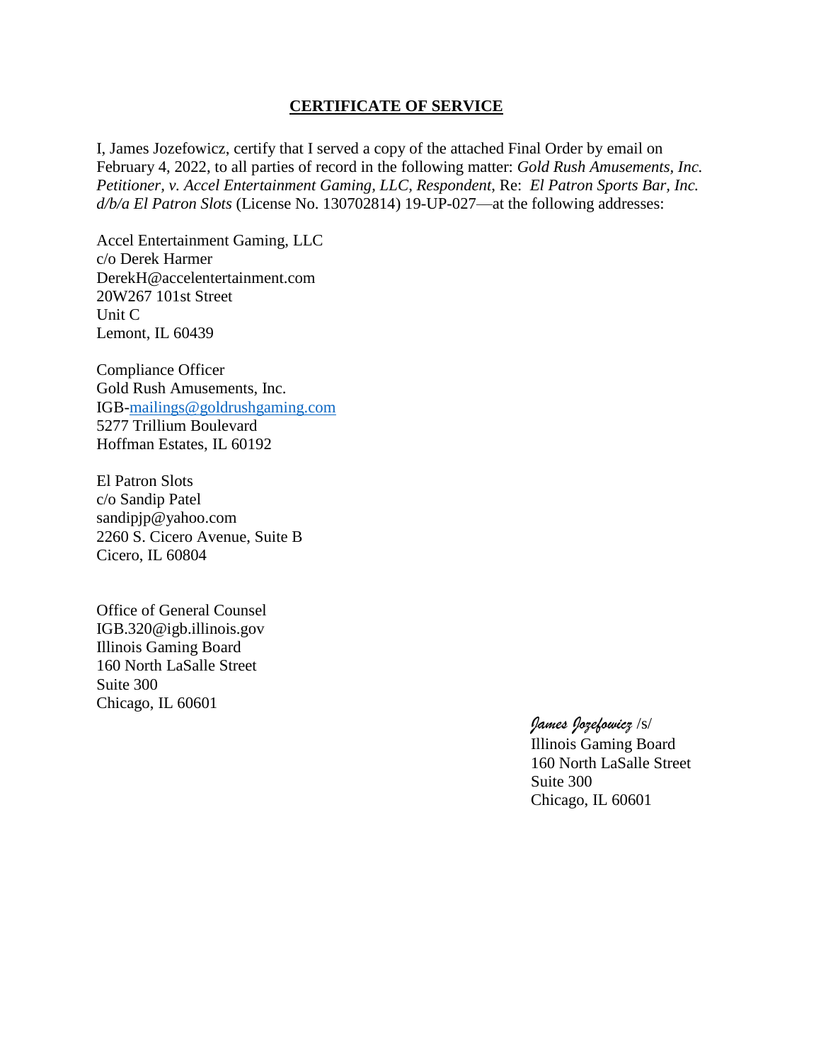## CERTIFICATE OF SERVICE

I, James Jozefowicz, certify that I served a copy of the attached Final Order by email on February 4, 2022, to all parties of record in the following matter: *Gold Rush Amusements, Inc. Petitioner, v. Accel Entertainment Gaming, LLC, Respondent*, Re: *El Patron Sports Bar, Inc. d/b/a El Patron Slots* (License No. 130702814) 19-UP-027—at the following addresses:

Accel Entertainment Gaming, LLC
c/o Derek Harmer
DerekH@accelentertainment.com
20W267 101st Street
Unit C
Lemont, IL 60439

Compliance Officer
Gold Rush Amusements, Inc.
IGB-mailings@goldrushgaming.com
5277 Trillium Boulevard
Hoffman Estates, IL 60192

El Patron Slots
c/o Sandip Patel
sandipjp@yahoo.com
2260 S. Cicero Avenue, Suite B
Cicero, IL 60804

Office of General Counsel
IGB.320@igb.illinois.gov
Illinois Gaming Board
160 North LaSalle Street
Suite 300
Chicago, IL 60601

*James Jozefowicz* /s/
Illinois Gaming Board
160 North LaSalle Street
Suite 300
Chicago, IL 60601